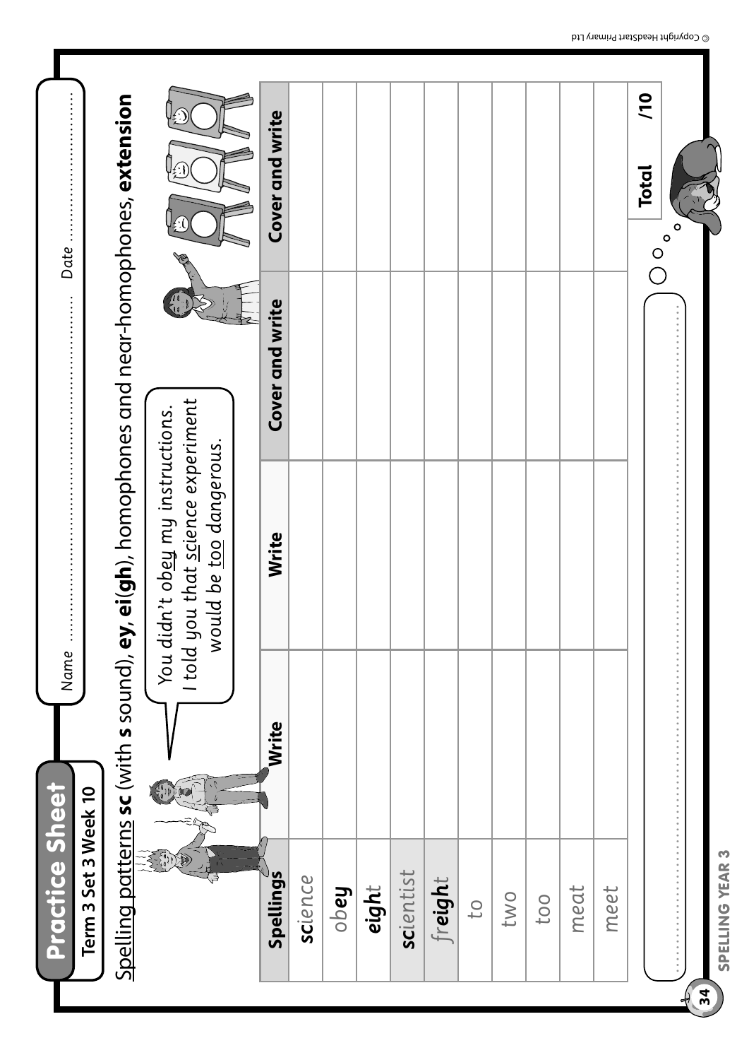# Practice Sheet

**Term 3 Set 3 Week 10**

Name ................................................ Date ....................

Spelling patterns **sc** (with **s** sound), **ey**, **ei(gh)**, homophones and near-homophones, **extension**

*You didn't obey my instructions. I told you that science experiment would be too dangerous.*

| Spellings | Write | Write | Cover and write | Cover and write |
|---|---|---|---|---|
| **sc**ience | | | | |
| ob**ey** | | | | |
| **eigh**t | | | | |
| **sc**ientist | | | | |
| fr**eigh**t | | | | |
| to | | | | |
| two | | | | |
| too | | | | |
| meat | | | | |
| meet | | | | |

**Total** /10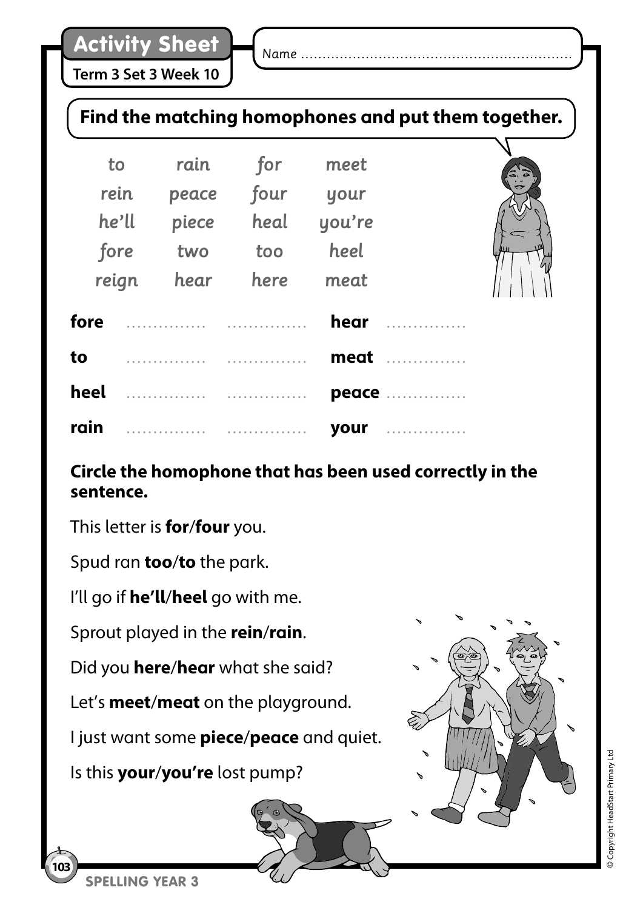# Activity Sheet

**Term 3 Set 3 Week 10**

Name ..............................................................

## Find the matching homophones and put them together.

| | | | |
|---|---|---|---|
| *to* | *rain* | *for* | *meet* |
| *rein* | *peace* | *four* | *your* |
| *he'll* | *piece* | *heal* | *you're* |
| *fore* | *two* | *too* | *heel* |
| *reign* | *hear* | *here* | *meat* |

**fore** ............... ...............

**to** ............... ...............

**heel** ............... ...............

**rain** ............... ...............

**hear** ...............

**meat** ...............

**peace** ...............

**your** ...............

**Circle the homophone that has been used correctly in the sentence.**

This letter is **for**/**four** you.

Spud ran **too**/**to** the park.

I'll go if **he'll**/**heel** go with me.

Sprout played in the **rein**/**rain**.

Did you **here**/**hear** what she said?

Let's **meet**/**meat** on the playground.

I just want some **piece**/**peace** and quiet.

Is this **your**/**you're** lost pump?

SPELLING YEAR 3

© Copyright HeadStart Primary Ltd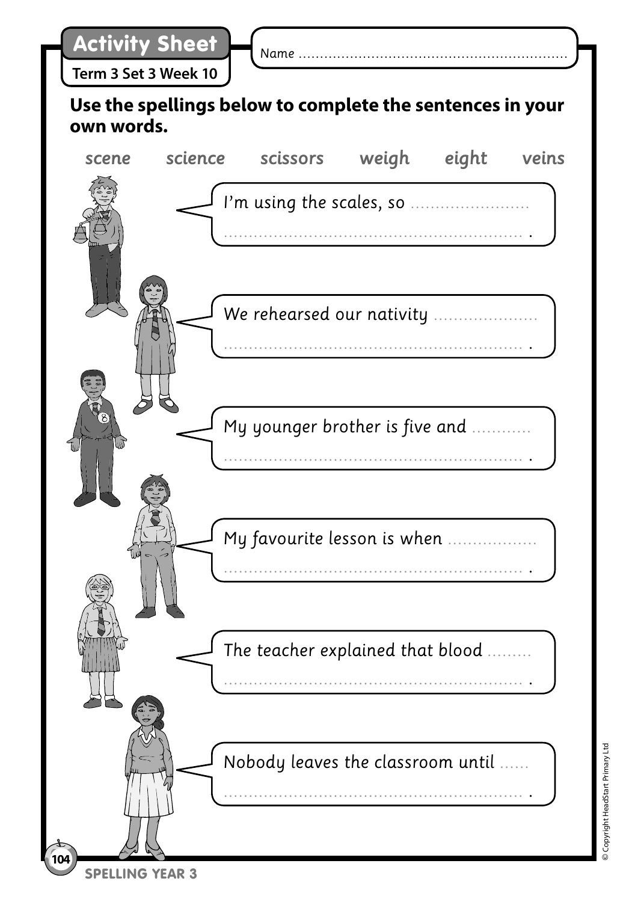# Activity Sheet

**Term 3 Set 3 Week 10**

Name ..............................................................

**Use the spellings below to complete the sentences in your own words.**

*scene* *science* *scissors* *weigh* *eight* *veins*

I'm using the scales, so ........................
............................................................. .

We rehearsed our nativity .....................
............................................................. .

My younger brother is five and ...........
............................................................. .

My favourite lesson is when .................
............................................................. .

The teacher explained that blood .........
............................................................. .

Nobody leaves the classroom until ......
............................................................. .

SPELLING YEAR 3

© Copyright HeadStart Primary Ltd